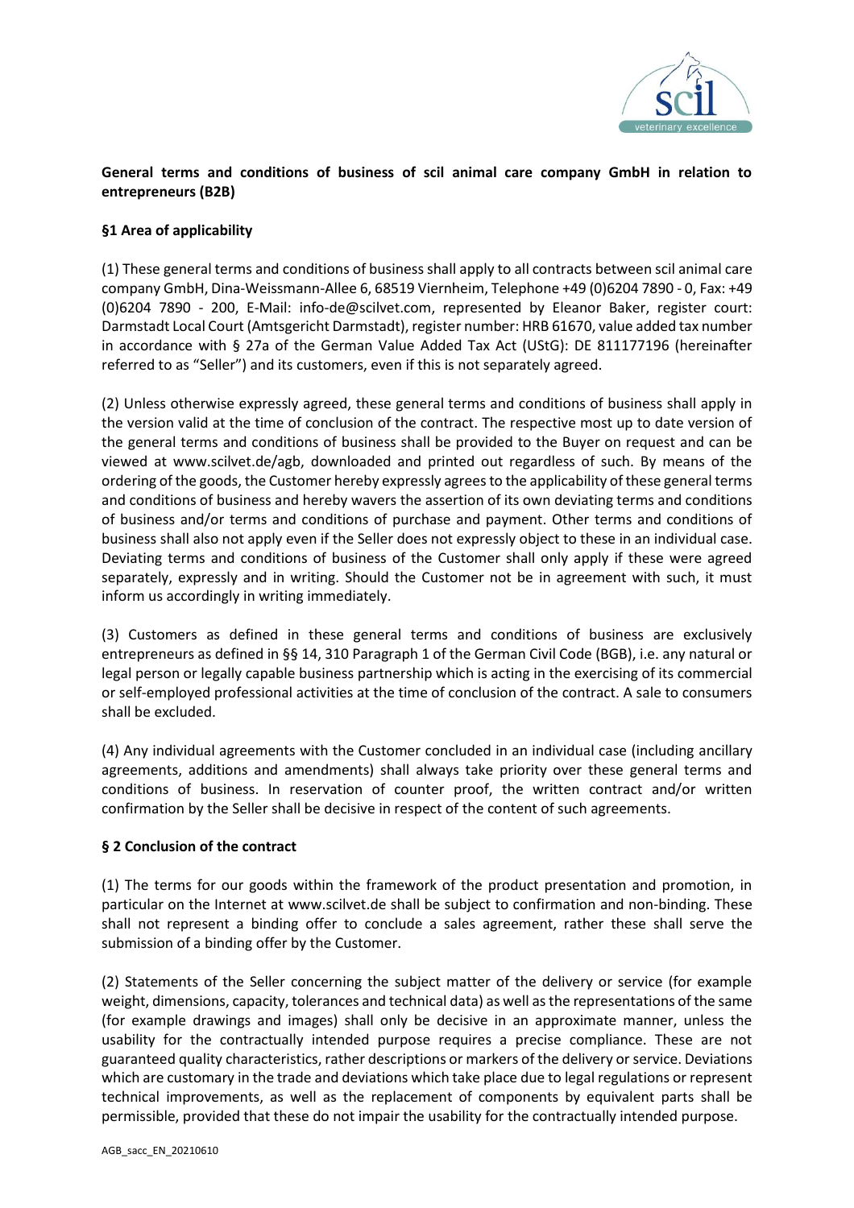**General terms and conditions of business of scil animal care company GmbH in relation to entrepreneurs (B2B)**

## §1 Area of applicability

(1) These general terms and conditions of business shall apply to all contracts between scil animal care company GmbH, Dina-Weissmann-Allee 6, 68519 Viernheim, Telephone +49 (0)6204 7890 - 0, Fax: +49 (0)6204 7890 - 200, E-Mail: info-de@scilvet.com, represented by Eleanor Baker, register court: Darmstadt Local Court (Amtsgericht Darmstadt), register number: HRB 61670, value added tax number in accordance with § 27a of the German Value Added Tax Act (UStG): DE 811177196 (hereinafter referred to as "Seller") and its customers, even if this is not separately agreed.

(2) Unless otherwise expressly agreed, these general terms and conditions of business shall apply in the version valid at the time of conclusion of the contract. The respective most up to date version of the general terms and conditions of business shall be provided to the Buyer on request and can be viewed at www.scilvet.de/agb, downloaded and printed out regardless of such. By means of the ordering of the goods, the Customer hereby expressly agrees to the applicability of these general terms and conditions of business and hereby wavers the assertion of its own deviating terms and conditions of business and/or terms and conditions of purchase and payment. Other terms and conditions of business shall also not apply even if the Seller does not expressly object to these in an individual case. Deviating terms and conditions of business of the Customer shall only apply if these were agreed separately, expressly and in writing. Should the Customer not be in agreement with such, it must inform us accordingly in writing immediately.

(3) Customers as defined in these general terms and conditions of business are exclusively entrepreneurs as defined in §§ 14, 310 Paragraph 1 of the German Civil Code (BGB), i.e. any natural or legal person or legally capable business partnership which is acting in the exercising of its commercial or self-employed professional activities at the time of conclusion of the contract. A sale to consumers shall be excluded.

(4) Any individual agreements with the Customer concluded in an individual case (including ancillary agreements, additions and amendments) shall always take priority over these general terms and conditions of business. In reservation of counter proof, the written contract and/or written confirmation by the Seller shall be decisive in respect of the content of such agreements.

## § 2 Conclusion of the contract

(1) The terms for our goods within the framework of the product presentation and promotion, in particular on the Internet at www.scilvet.de shall be subject to confirmation and non-binding. These shall not represent a binding offer to conclude a sales agreement, rather these shall serve the submission of a binding offer by the Customer.

(2) Statements of the Seller concerning the subject matter of the delivery or service (for example weight, dimensions, capacity, tolerances and technical data) as well as the representations of the same (for example drawings and images) shall only be decisive in an approximate manner, unless the usability for the contractually intended purpose requires a precise compliance. These are not guaranteed quality characteristics, rather descriptions or markers of the delivery or service. Deviations which are customary in the trade and deviations which take place due to legal regulations or represent technical improvements, as well as the replacement of components by equivalent parts shall be permissible, provided that these do not impair the usability for the contractually intended purpose.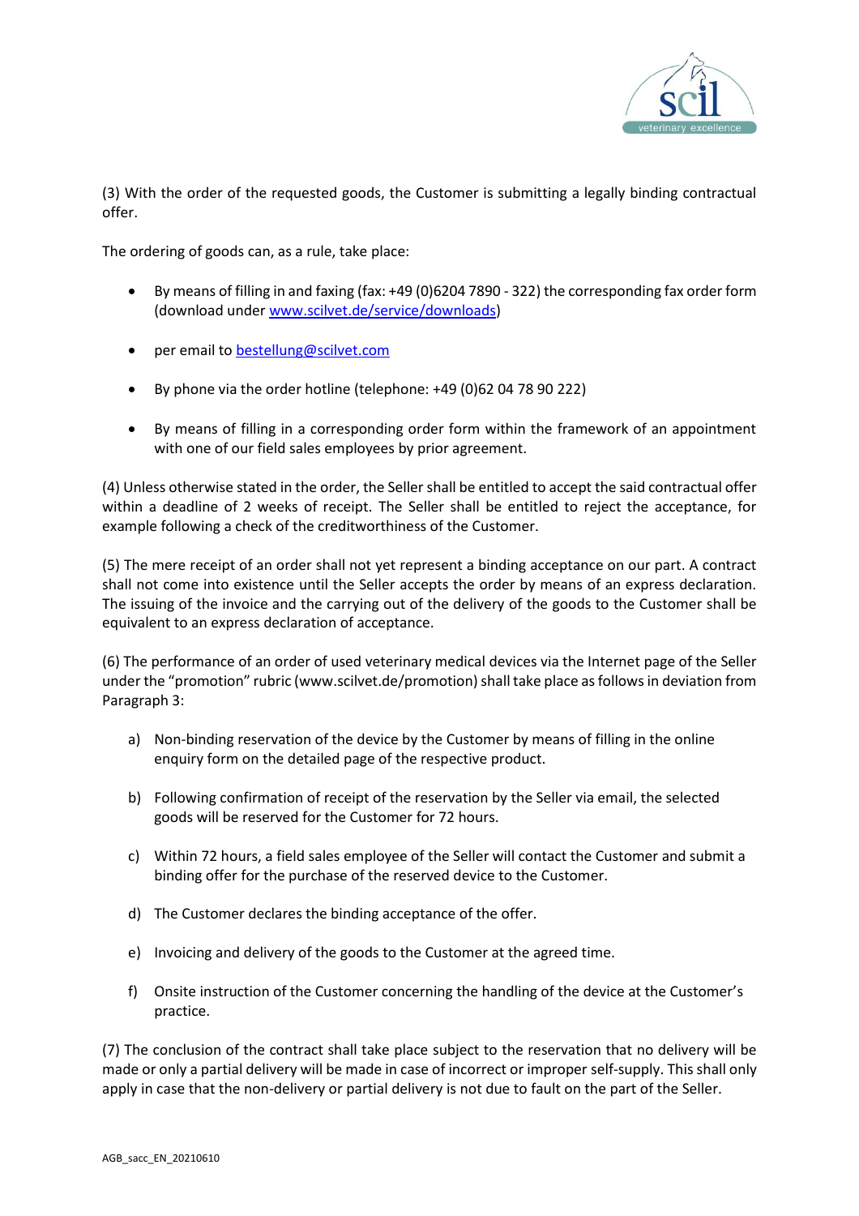(3) With the order of the requested goods, the Customer is submitting a legally binding contractual offer.

The ordering of goods can, as a rule, take place:

- By means of filling in and faxing (fax: +49 (0)6204 7890 - 322) the corresponding fax order form (download under [www.scilvet.de/service/downloads](www.scilvet.de/service/downloads))
- per email to [bestellung@scilvet.com](mailto:bestellung@scilvet.com)
- By phone via the order hotline (telephone: +49 (0)62 04 78 90 222)
- By means of filling in a corresponding order form within the framework of an appointment with one of our field sales employees by prior agreement.

(4) Unless otherwise stated in the order, the Seller shall be entitled to accept the said contractual offer within a deadline of 2 weeks of receipt. The Seller shall be entitled to reject the acceptance, for example following a check of the creditworthiness of the Customer.

(5) The mere receipt of an order shall not yet represent a binding acceptance on our part. A contract shall not come into existence until the Seller accepts the order by means of an express declaration. The issuing of the invoice and the carrying out of the delivery of the goods to the Customer shall be equivalent to an express declaration of acceptance.

(6) The performance of an order of used veterinary medical devices via the Internet page of the Seller under the "promotion" rubric (www.scilvet.de/promotion) shall take place as follows in deviation from Paragraph 3:

a) Non-binding reservation of the device by the Customer by means of filling in the online enquiry form on the detailed page of the respective product.

b) Following confirmation of receipt of the reservation by the Seller via email, the selected goods will be reserved for the Customer for 72 hours.

c) Within 72 hours, a field sales employee of the Seller will contact the Customer and submit a binding offer for the purchase of the reserved device to the Customer.

d) The Customer declares the binding acceptance of the offer.

e) Invoicing and delivery of the goods to the Customer at the agreed time.

f) Onsite instruction of the Customer concerning the handling of the device at the Customer's practice.

(7) The conclusion of the contract shall take place subject to the reservation that no delivery will be made or only a partial delivery will be made in case of incorrect or improper self-supply. This shall only apply in case that the non-delivery or partial delivery is not due to fault on the part of the Seller.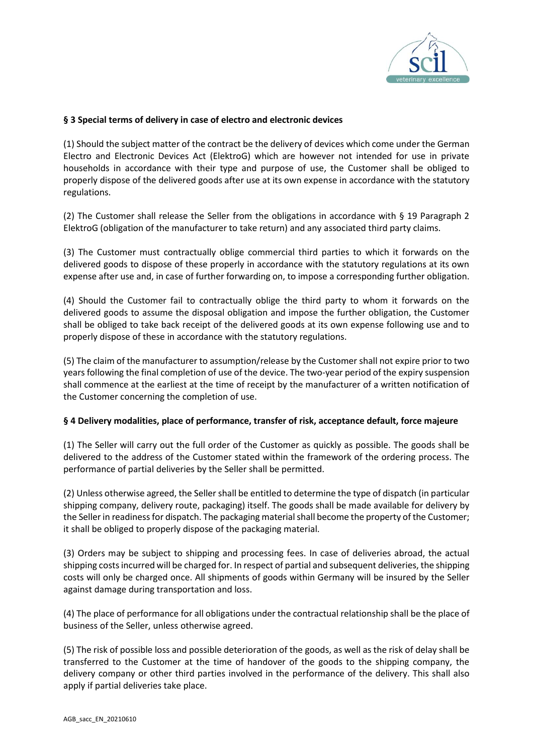## § 3 Special terms of delivery in case of electro and electronic devices

(1) Should the subject matter of the contract be the delivery of devices which come under the German Electro and Electronic Devices Act (ElektroG) which are however not intended for use in private households in accordance with their type and purpose of use, the Customer shall be obliged to properly dispose of the delivered goods after use at its own expense in accordance with the statutory regulations.

(2) The Customer shall release the Seller from the obligations in accordance with § 19 Paragraph 2 ElektroG (obligation of the manufacturer to take return) and any associated third party claims.

(3) The Customer must contractually oblige commercial third parties to which it forwards on the delivered goods to dispose of these properly in accordance with the statutory regulations at its own expense after use and, in case of further forwarding on, to impose a corresponding further obligation.

(4) Should the Customer fail to contractually oblige the third party to whom it forwards on the delivered goods to assume the disposal obligation and impose the further obligation, the Customer shall be obliged to take back receipt of the delivered goods at its own expense following use and to properly dispose of these in accordance with the statutory regulations.

(5) The claim of the manufacturer to assumption/release by the Customer shall not expire prior to two years following the final completion of use of the device. The two-year period of the expiry suspension shall commence at the earliest at the time of receipt by the manufacturer of a written notification of the Customer concerning the completion of use.

## § 4 Delivery modalities, place of performance, transfer of risk, acceptance default, force majeure

(1) The Seller will carry out the full order of the Customer as quickly as possible. The goods shall be delivered to the address of the Customer stated within the framework of the ordering process. The performance of partial deliveries by the Seller shall be permitted.

(2) Unless otherwise agreed, the Seller shall be entitled to determine the type of dispatch (in particular shipping company, delivery route, packaging) itself. The goods shall be made available for delivery by the Seller in readiness for dispatch. The packaging material shall become the property of the Customer; it shall be obliged to properly dispose of the packaging material.

(3) Orders may be subject to shipping and processing fees. In case of deliveries abroad, the actual shipping costs incurred will be charged for. In respect of partial and subsequent deliveries, the shipping costs will only be charged once. All shipments of goods within Germany will be insured by the Seller against damage during transportation and loss.

(4) The place of performance for all obligations under the contractual relationship shall be the place of business of the Seller, unless otherwise agreed.

(5) The risk of possible loss and possible deterioration of the goods, as well as the risk of delay shall be transferred to the Customer at the time of handover of the goods to the shipping company, the delivery company or other third parties involved in the performance of the delivery. This shall also apply if partial deliveries take place.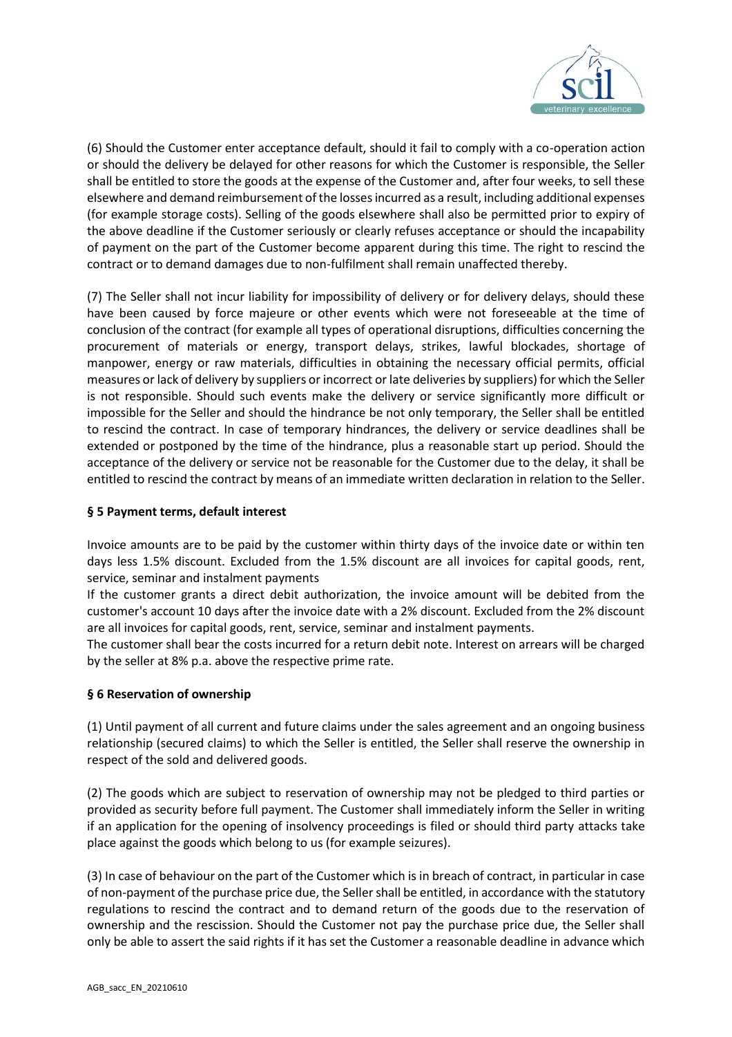(6) Should the Customer enter acceptance default, should it fail to comply with a co-operation action or should the delivery be delayed for other reasons for which the Customer is responsible, the Seller shall be entitled to store the goods at the expense of the Customer and, after four weeks, to sell these elsewhere and demand reimbursement of the losses incurred as a result, including additional expenses (for example storage costs). Selling of the goods elsewhere shall also be permitted prior to expiry of the above deadline if the Customer seriously or clearly refuses acceptance or should the incapability of payment on the part of the Customer become apparent during this time. The right to rescind the contract or to demand damages due to non-fulfilment shall remain unaffected thereby.

(7) The Seller shall not incur liability for impossibility of delivery or for delivery delays, should these have been caused by force majeure or other events which were not foreseeable at the time of conclusion of the contract (for example all types of operational disruptions, difficulties concerning the procurement of materials or energy, transport delays, strikes, lawful blockades, shortage of manpower, energy or raw materials, difficulties in obtaining the necessary official permits, official measures or lack of delivery by suppliers or incorrect or late deliveries by suppliers) for which the Seller is not responsible. Should such events make the delivery or service significantly more difficult or impossible for the Seller and should the hindrance be not only temporary, the Seller shall be entitled to rescind the contract. In case of temporary hindrances, the delivery or service deadlines shall be extended or postponed by the time of the hindrance, plus a reasonable start up period. Should the acceptance of the delivery or service not be reasonable for the Customer due to the delay, it shall be entitled to rescind the contract by means of an immediate written declaration in relation to the Seller.

## § 5 Payment terms, default interest

Invoice amounts are to be paid by the customer within thirty days of the invoice date or within ten days less 1.5% discount. Excluded from the 1.5% discount are all invoices for capital goods, rent, service, seminar and instalment payments

If the customer grants a direct debit authorization, the invoice amount will be debited from the customer's account 10 days after the invoice date with a 2% discount. Excluded from the 2% discount are all invoices for capital goods, rent, service, seminar and instalment payments.

The customer shall bear the costs incurred for a return debit note. Interest on arrears will be charged by the seller at 8% p.a. above the respective prime rate.

## § 6 Reservation of ownership

(1) Until payment of all current and future claims under the sales agreement and an ongoing business relationship (secured claims) to which the Seller is entitled, the Seller shall reserve the ownership in respect of the sold and delivered goods.

(2) The goods which are subject to reservation of ownership may not be pledged to third parties or provided as security before full payment. The Customer shall immediately inform the Seller in writing if an application for the opening of insolvency proceedings is filed or should third party attacks take place against the goods which belong to us (for example seizures).

(3) In case of behaviour on the part of the Customer which is in breach of contract, in particular in case of non-payment of the purchase price due, the Seller shall be entitled, in accordance with the statutory regulations to rescind the contract and to demand return of the goods due to the reservation of ownership and the rescission. Should the Customer not pay the purchase price due, the Seller shall only be able to assert the said rights if it has set the Customer a reasonable deadline in advance which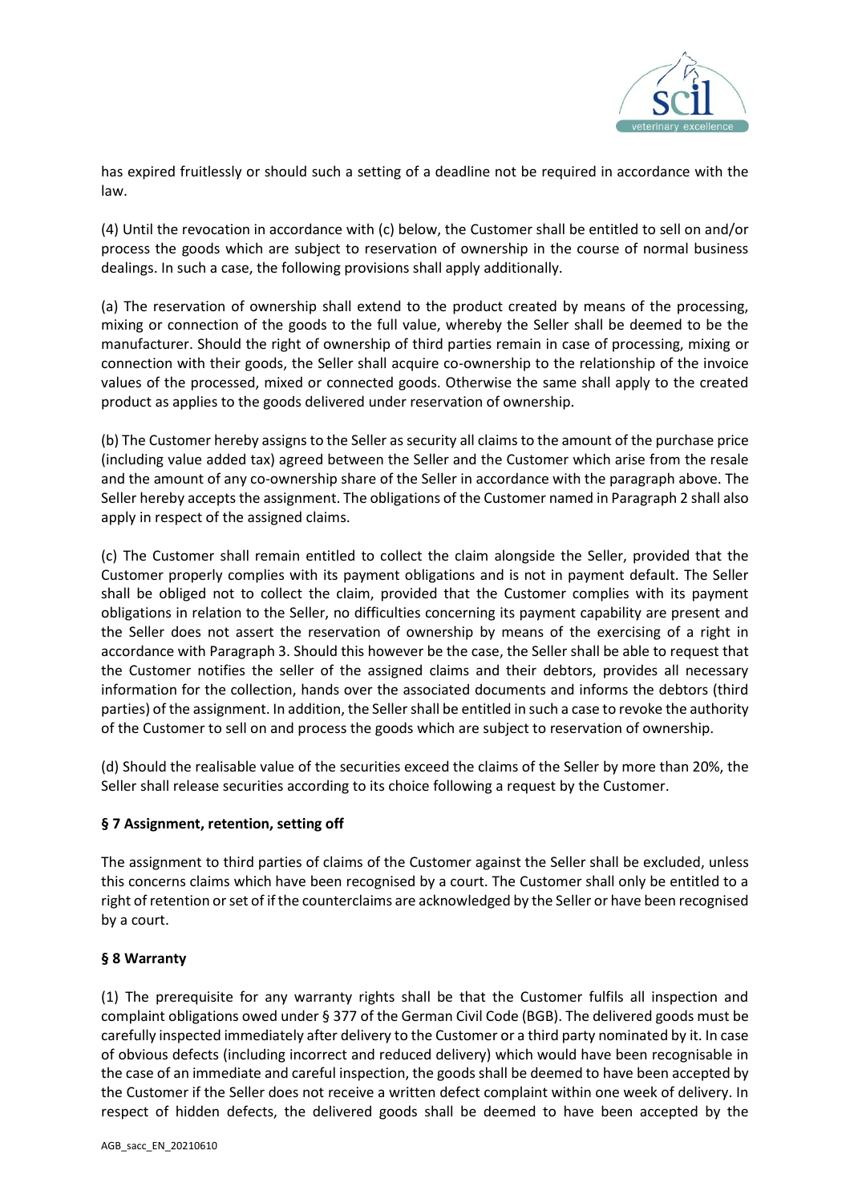has expired fruitlessly or should such a setting of a deadline not be required in accordance with the law.

(4) Until the revocation in accordance with (c) below, the Customer shall be entitled to sell on and/or process the goods which are subject to reservation of ownership in the course of normal business dealings. In such a case, the following provisions shall apply additionally.

(a) The reservation of ownership shall extend to the product created by means of the processing, mixing or connection of the goods to the full value, whereby the Seller shall be deemed to be the manufacturer. Should the right of ownership of third parties remain in case of processing, mixing or connection with their goods, the Seller shall acquire co-ownership to the relationship of the invoice values of the processed, mixed or connected goods. Otherwise the same shall apply to the created product as applies to the goods delivered under reservation of ownership.

(b) The Customer hereby assigns to the Seller as security all claims to the amount of the purchase price (including value added tax) agreed between the Seller and the Customer which arise from the resale and the amount of any co-ownership share of the Seller in accordance with the paragraph above. The Seller hereby accepts the assignment. The obligations of the Customer named in Paragraph 2 shall also apply in respect of the assigned claims.

(c) The Customer shall remain entitled to collect the claim alongside the Seller, provided that the Customer properly complies with its payment obligations and is not in payment default. The Seller shall be obliged not to collect the claim, provided that the Customer complies with its payment obligations in relation to the Seller, no difficulties concerning its payment capability are present and the Seller does not assert the reservation of ownership by means of the exercising of a right in accordance with Paragraph 3. Should this however be the case, the Seller shall be able to request that the Customer notifies the seller of the assigned claims and their debtors, provides all necessary information for the collection, hands over the associated documents and informs the debtors (third parties) of the assignment. In addition, the Seller shall be entitled in such a case to revoke the authority of the Customer to sell on and process the goods which are subject to reservation of ownership.

(d) Should the realisable value of the securities exceed the claims of the Seller by more than 20%, the Seller shall release securities according to its choice following a request by the Customer.

### § 7 Assignment, retention, setting off

The assignment to third parties of claims of the Customer against the Seller shall be excluded, unless this concerns claims which have been recognised by a court. The Customer shall only be entitled to a right of retention or set of if the counterclaims are acknowledged by the Seller or have been recognised by a court.

### § 8 Warranty

(1) The prerequisite for any warranty rights shall be that the Customer fulfils all inspection and complaint obligations owed under § 377 of the German Civil Code (BGB). The delivered goods must be carefully inspected immediately after delivery to the Customer or a third party nominated by it. In case of obvious defects (including incorrect and reduced delivery) which would have been recognisable in the case of an immediate and careful inspection, the goods shall be deemed to have been accepted by the Customer if the Seller does not receive a written defect complaint within one week of delivery. In respect of hidden defects, the delivered goods shall be deemed to have been accepted by the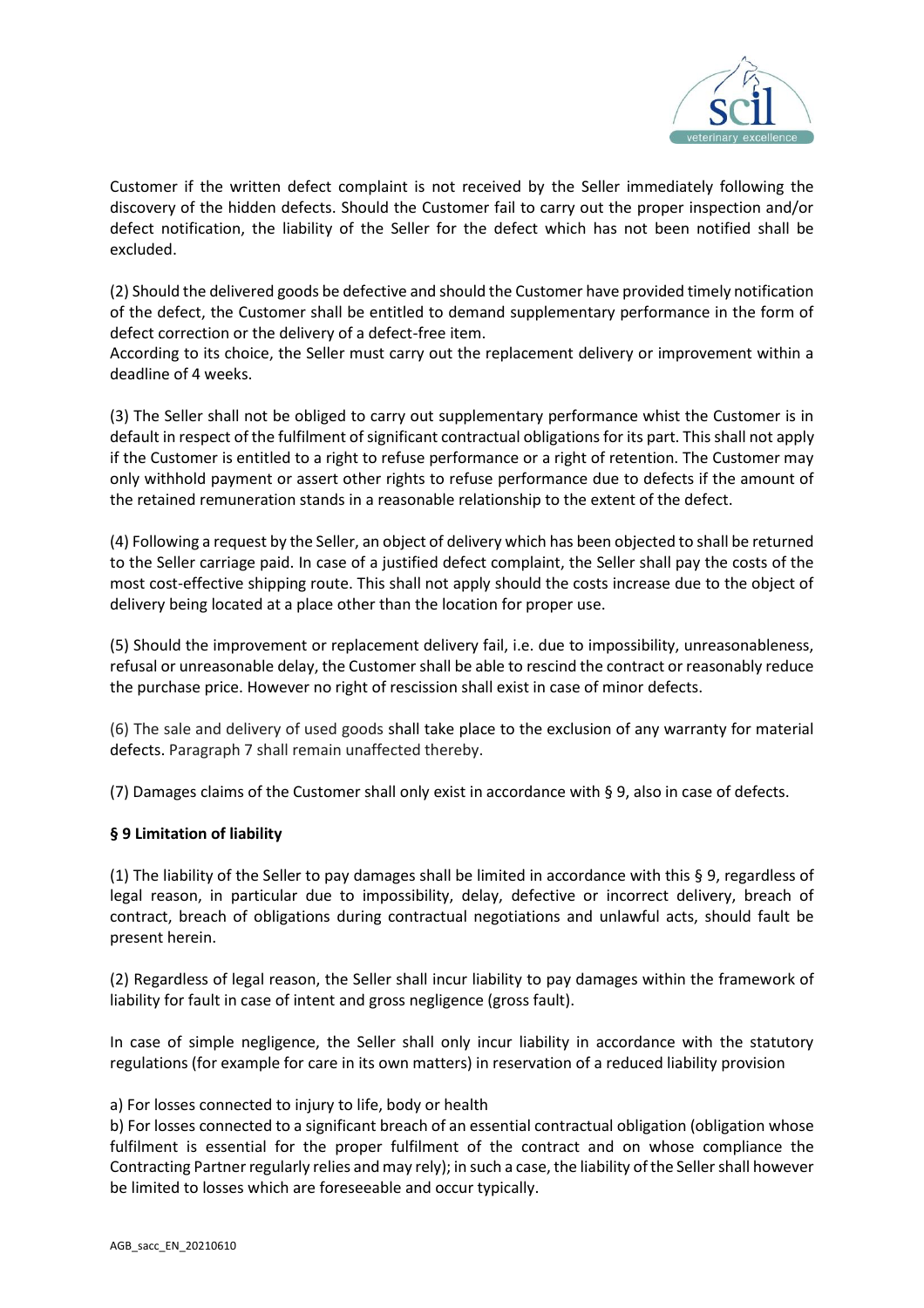Customer if the written defect complaint is not received by the Seller immediately following the discovery of the hidden defects. Should the Customer fail to carry out the proper inspection and/or defect notification, the liability of the Seller for the defect which has not been notified shall be excluded.

(2) Should the delivered goods be defective and should the Customer have provided timely notification of the defect, the Customer shall be entitled to demand supplementary performance in the form of defect correction or the delivery of a defect-free item.
According to its choice, the Seller must carry out the replacement delivery or improvement within a deadline of 4 weeks.

(3) The Seller shall not be obliged to carry out supplementary performance whist the Customer is in default in respect of the fulfilment of significant contractual obligations for its part. This shall not apply if the Customer is entitled to a right to refuse performance or a right of retention. The Customer may only withhold payment or assert other rights to refuse performance due to defects if the amount of the retained remuneration stands in a reasonable relationship to the extent of the defect.

(4) Following a request by the Seller, an object of delivery which has been objected to shall be returned to the Seller carriage paid. In case of a justified defect complaint, the Seller shall pay the costs of the most cost-effective shipping route. This shall not apply should the costs increase due to the object of delivery being located at a place other than the location for proper use.

(5) Should the improvement or replacement delivery fail, i.e. due to impossibility, unreasonableness, refusal or unreasonable delay, the Customer shall be able to rescind the contract or reasonably reduce the purchase price. However no right of rescission shall exist in case of minor defects.

(6) The sale and delivery of used goods shall take place to the exclusion of any warranty for material defects. Paragraph 7 shall remain unaffected thereby.

(7) Damages claims of the Customer shall only exist in accordance with § 9, also in case of defects.

**§ 9 Limitation of liability**

(1) The liability of the Seller to pay damages shall be limited in accordance with this § 9, regardless of legal reason, in particular due to impossibility, delay, defective or incorrect delivery, breach of contract, breach of obligations during contractual negotiations and unlawful acts, should fault be present herein.

(2) Regardless of legal reason, the Seller shall incur liability to pay damages within the framework of liability for fault in case of intent and gross negligence (gross fault).

In case of simple negligence, the Seller shall only incur liability in accordance with the statutory regulations (for example for care in its own matters) in reservation of a reduced liability provision

a) For losses connected to injury to life, body or health
b) For losses connected to a significant breach of an essential contractual obligation (obligation whose fulfilment is essential for the proper fulfilment of the contract and on whose compliance the Contracting Partner regularly relies and may rely); in such a case, the liability of the Seller shall however be limited to losses which are foreseeable and occur typically.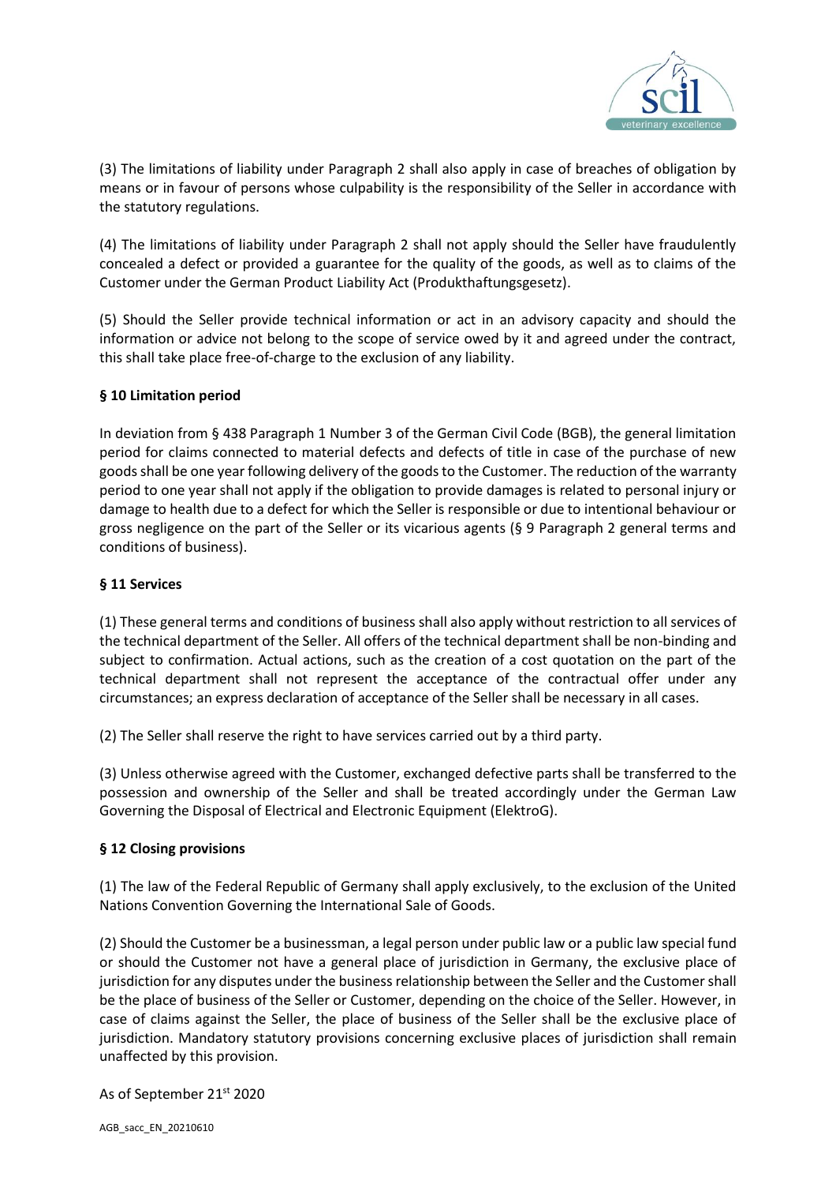(3) The limitations of liability under Paragraph 2 shall also apply in case of breaches of obligation by means or in favour of persons whose culpability is the responsibility of the Seller in accordance with the statutory regulations.

(4) The limitations of liability under Paragraph 2 shall not apply should the Seller have fraudulently concealed a defect or provided a guarantee for the quality of the goods, as well as to claims of the Customer under the German Product Liability Act (Produkthaftungsgesetz).

(5) Should the Seller provide technical information or act in an advisory capacity and should the information or advice not belong to the scope of service owed by it and agreed under the contract, this shall take place free-of-charge to the exclusion of any liability.

**§ 10 Limitation period**

In deviation from § 438 Paragraph 1 Number 3 of the German Civil Code (BGB), the general limitation period for claims connected to material defects and defects of title in case of the purchase of new goods shall be one year following delivery of the goods to the Customer. The reduction of the warranty period to one year shall not apply if the obligation to provide damages is related to personal injury or damage to health due to a defect for which the Seller is responsible or due to intentional behaviour or gross negligence on the part of the Seller or its vicarious agents (§ 9 Paragraph 2 general terms and conditions of business).

**§ 11 Services**

(1) These general terms and conditions of business shall also apply without restriction to all services of the technical department of the Seller. All offers of the technical department shall be non-binding and subject to confirmation. Actual actions, such as the creation of a cost quotation on the part of the technical department shall not represent the acceptance of the contractual offer under any circumstances; an express declaration of acceptance of the Seller shall be necessary in all cases.

(2) The Seller shall reserve the right to have services carried out by a third party.

(3) Unless otherwise agreed with the Customer, exchanged defective parts shall be transferred to the possession and ownership of the Seller and shall be treated accordingly under the German Law Governing the Disposal of Electrical and Electronic Equipment (ElektroG).

**§ 12 Closing provisions**

(1) The law of the Federal Republic of Germany shall apply exclusively, to the exclusion of the United Nations Convention Governing the International Sale of Goods.

(2) Should the Customer be a businessman, a legal person under public law or a public law special fund or should the Customer not have a general place of jurisdiction in Germany, the exclusive place of jurisdiction for any disputes under the business relationship between the Seller and the Customer shall be the place of business of the Seller or Customer, depending on the choice of the Seller. However, in case of claims against the Seller, the place of business of the Seller shall be the exclusive place of jurisdiction. Mandatory statutory provisions concerning exclusive places of jurisdiction shall remain unaffected by this provision.

As of September 21st 2020

AGB_sacc_EN_20210610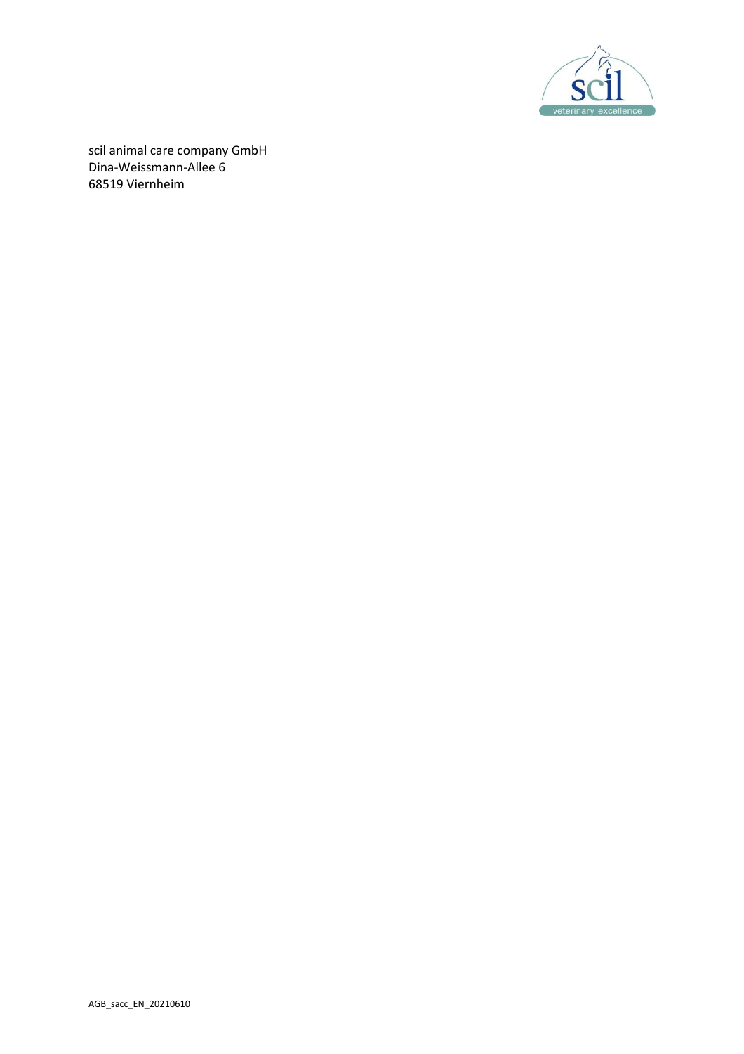scil animal care company GmbH
Dina-Weissmann-Allee 6
68519 Viernheim

AGB_sacc_EN_20210610